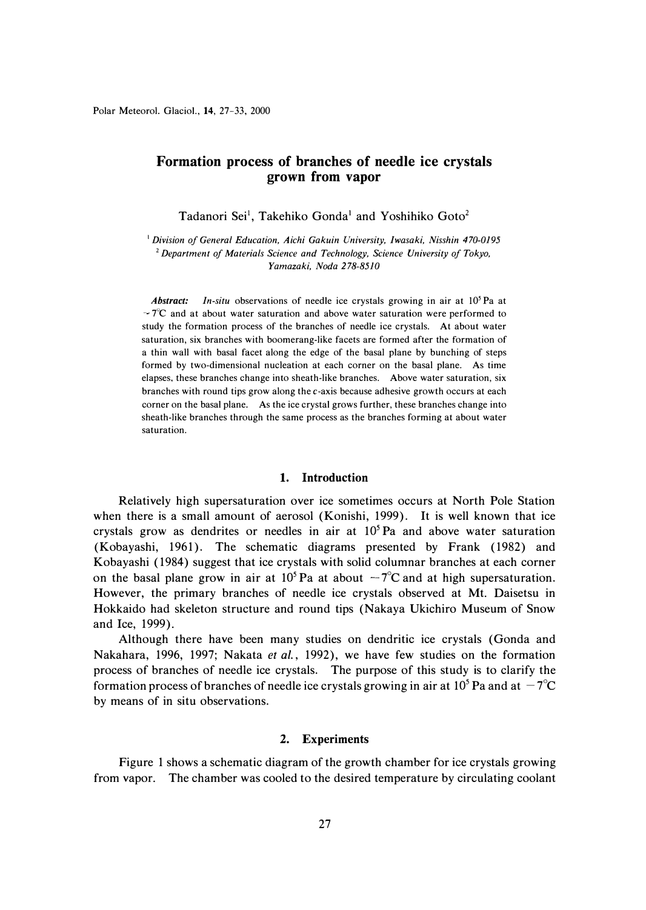# Formation process of branches of needle ice crystals grown from vapor

Tadanori Sei[1], Takehiko Gonda[1] and Yoshihiko Goto[2]

[1] *Division of General Education, Aichi Gakuin University, Iwasaki, Nisshin 470-0195*
[2] *Department of Materials Science and Technology, Science University of Tokyo, Yamazaki, Noda 278-8510*

***Abstract:*** *In-situ* observations of needle ice crystals growing in air at $10^5$ Pa at $-7$°C and at about water saturation and above water saturation were performed to study the formation process of the branches of needle ice crystals. At about water saturation, six branches with boomerang-like facets are formed after the formation of a thin wall with basal facet along the edge of the basal plane by bunching of steps formed by two-dimensional nucleation at each corner on the basal plane. As time elapses, these branches change into sheath-like branches. Above water saturation, six branches with round tips grow along the *c*-axis because adhesive growth occurs at each corner on the basal plane. As the ice crystal grows further, these branches change into sheath-like branches through the same process as the branches forming at about water saturation.

## 1. Introduction

Relatively high supersaturation over ice sometimes occurs at North Pole Station when there is a small amount of aerosol (Konishi, 1999). It is well known that ice crystals grow as dendrites or needles in air at $10^5$ Pa and above water saturation (Kobayashi, 1961). The schematic diagrams presented by Frank (1982) and Kobayashi (1984) suggest that ice crystals with solid columnar branches at each corner on the basal plane grow in air at $10^5$ Pa at about $-7$°C and at high supersaturation. However, the primary branches of needle ice crystals observed at Mt. Daisetsu in Hokkaido had skeleton structure and round tips (Nakaya Ukichiro Museum of Snow and Ice, 1999).

Although there have been many studies on dendritic ice crystals (Gonda and Nakahara, 1996, 1997; Nakata *et al.*, 1992), we have few studies on the formation process of branches of needle ice crystals. The purpose of this study is to clarify the formation process of branches of needle ice crystals growing in air at $10^5$ Pa and at $-7$°C by means of in situ observations.

## 2. Experiments

Figure 1 shows a schematic diagram of the growth chamber for ice crystals growing from vapor. The chamber was cooled to the desired temperature by circulating coolant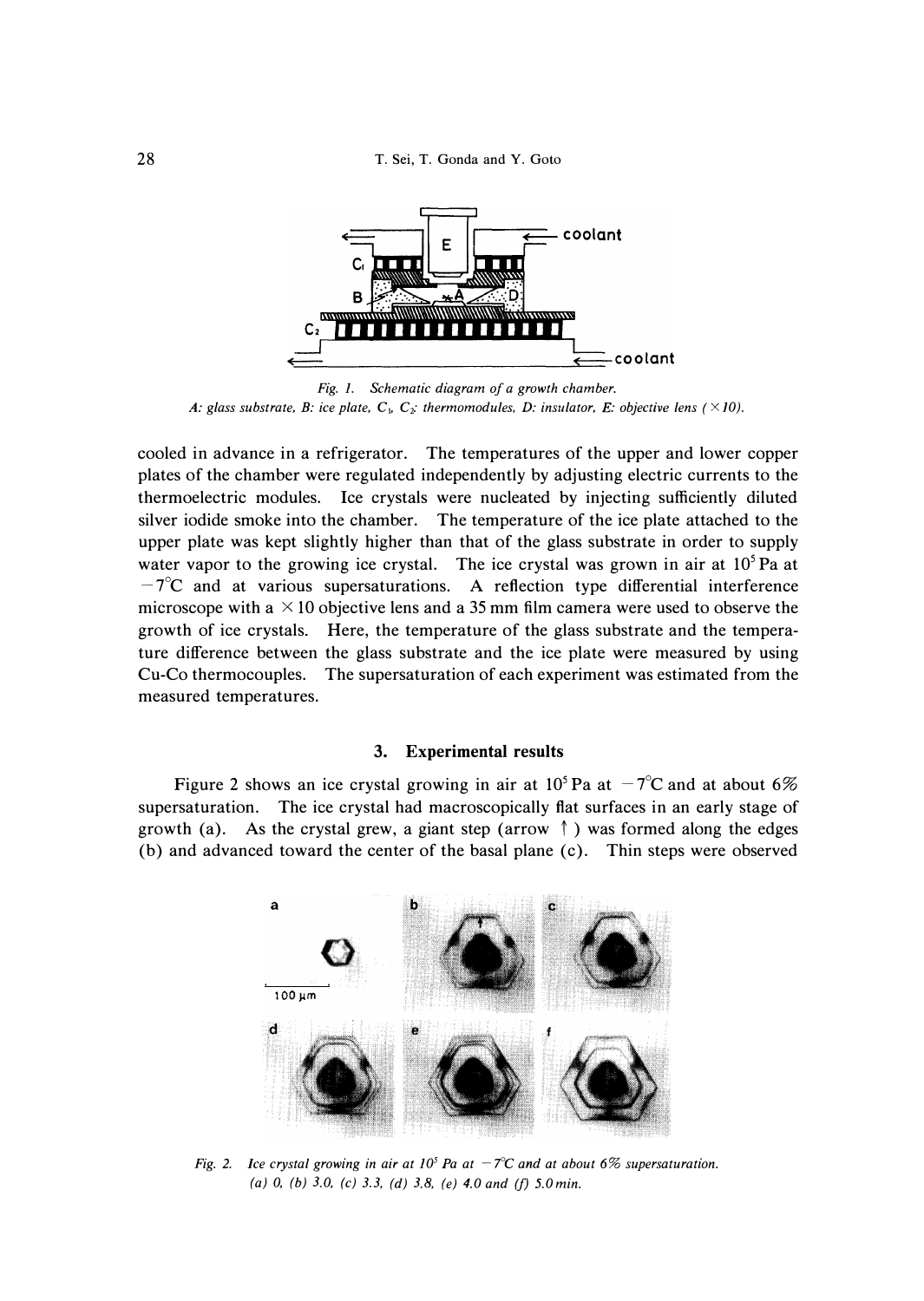Fig. 1. Schematic diagram of a growth chamber.
A: glass substrate, B: ice plate, $C_1$, $C_2$: thermomodules, D: insulator, E: objective lens ($\times 10$).

cooled in advance in a refrigerator. The temperatures of the upper and lower copper plates of the chamber were regulated independently by adjusting electric currents to the thermoelectric modules. Ice crystals were nucleated by injecting sufficiently diluted silver iodide smoke into the chamber. The temperature of the ice plate attached to the upper plate was kept slightly higher than that of the glass substrate in order to supply water vapor to the growing ice crystal. The ice crystal was grown in air at $10^5$ Pa at $-7$°C and at various supersaturations. A reflection type differential interference microscope with a $\times 10$ objective lens and a 35 mm film camera were used to observe the growth of ice crystals. Here, the temperature of the glass substrate and the temperature difference between the glass substrate and the ice plate were measured by using Cu-Co thermocouples. The supersaturation of each experiment was estimated from the measured temperatures.

## 3. Experimental results

Figure 2 shows an ice crystal growing in air at $10^5$ Pa at $-7$°C and at about 6% supersaturation. The ice crystal had macroscopically flat surfaces in an early stage of growth (a). As the crystal grew, a giant step (arrow ↑) was formed along the edges (b) and advanced toward the center of the basal plane (c). Thin steps were observed

Fig. 2. Ice crystal growing in air at $10^5$ Pa at $-7$°C and at about 6% supersaturation.
(a) 0, (b) 3.0, (c) 3.3, (d) 3.8, (e) 4.0 and (f) 5.0 min.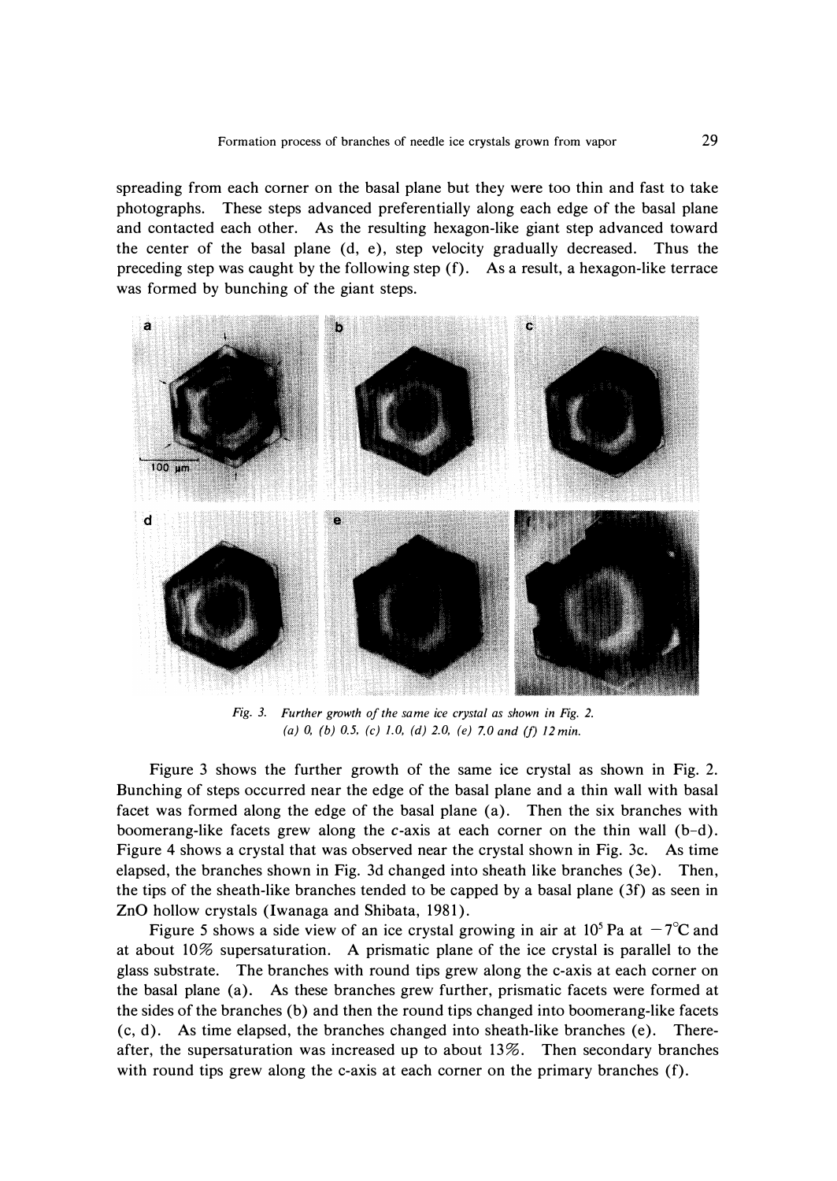spreading from each corner on the basal plane but they were too thin and fast to take photographs. These steps advanced preferentially along each edge of the basal plane and contacted each other. As the resulting hexagon-like giant step advanced toward the center of the basal plane (d, e), step velocity gradually decreased. Thus the preceding step was caught by the following step (f). As a result, a hexagon-like terrace was formed by bunching of the giant steps.

*Fig. 3. Further growth of the same ice crystal as shown in Fig. 2. (a) 0, (b) 0.5, (c) 1.0, (d) 2.0, (e) 7.0 and (f) 12 min.*

Figure 3 shows the further growth of the same ice crystal as shown in Fig. 2. Bunching of steps occurred near the edge of the basal plane and a thin wall with basal facet was formed along the edge of the basal plane (a). Then the six branches with boomerang-like facets grew along the *c*-axis at each corner on the thin wall (b–d). Figure 4 shows a crystal that was observed near the crystal shown in Fig. 3c. As time elapsed, the branches shown in Fig. 3d changed into sheath like branches (3e). Then, the tips of the sheath-like branches tended to be capped by a basal plane (3f) as seen in ZnO hollow crystals (Iwanaga and Shibata, 1981).

Figure 5 shows a side view of an ice crystal growing in air at $10^5$ Pa at $-7$°C and at about 10% supersaturation. A prismatic plane of the ice crystal is parallel to the glass substrate. The branches with round tips grew along the c-axis at each corner on the basal plane (a). As these branches grew further, prismatic facets were formed at the sides of the branches (b) and then the round tips changed into boomerang-like facets (c, d). As time elapsed, the branches changed into sheath-like branches (e). Thereafter, the supersaturation was increased up to about 13%. Then secondary branches with round tips grew along the c-axis at each corner on the primary branches (f).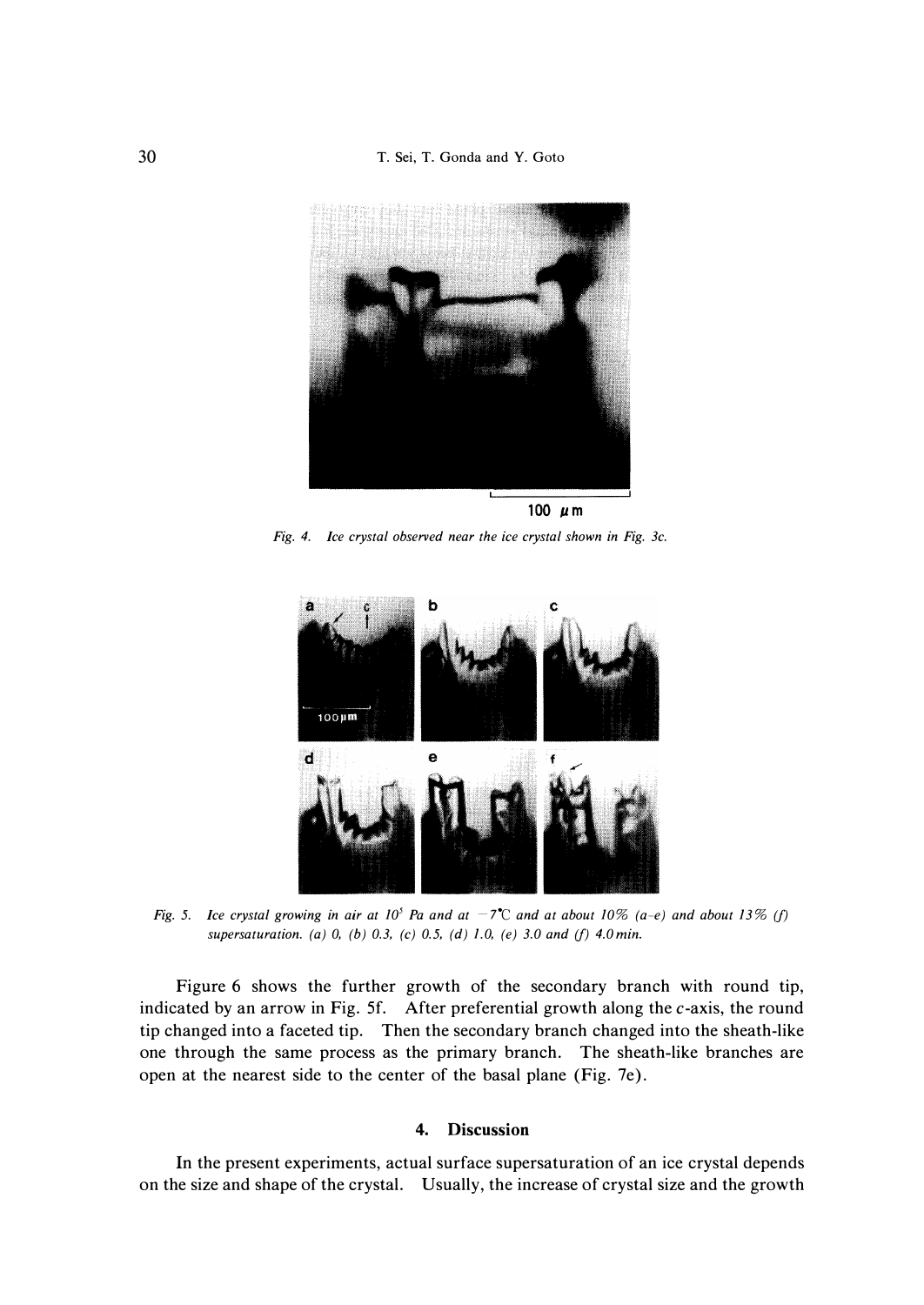Fig. 4. *Ice crystal observed near the ice crystal shown in Fig. 3c.*

Fig. 5. *Ice crystal growing in air at $10^5$ Pa and at $-7$°C and at about 10% (a–e) and about 13% (f) supersaturation. (a) 0, (b) 0.3, (c) 0.5, (d) 1.0, (e) 3.0 and (f) 4.0 min.*

Figure 6 shows the further growth of the secondary branch with round tip, indicated by an arrow in Fig. 5f. After preferential growth along the *c*-axis, the round tip changed into a faceted tip. Then the secondary branch changed into the sheath-like one through the same process as the primary branch. The sheath-like branches are open at the nearest side to the center of the basal plane (Fig. 7e).

## 4. Discussion

In the present experiments, actual surface supersaturation of an ice crystal depends on the size and shape of the crystal. Usually, the increase of crystal size and the growth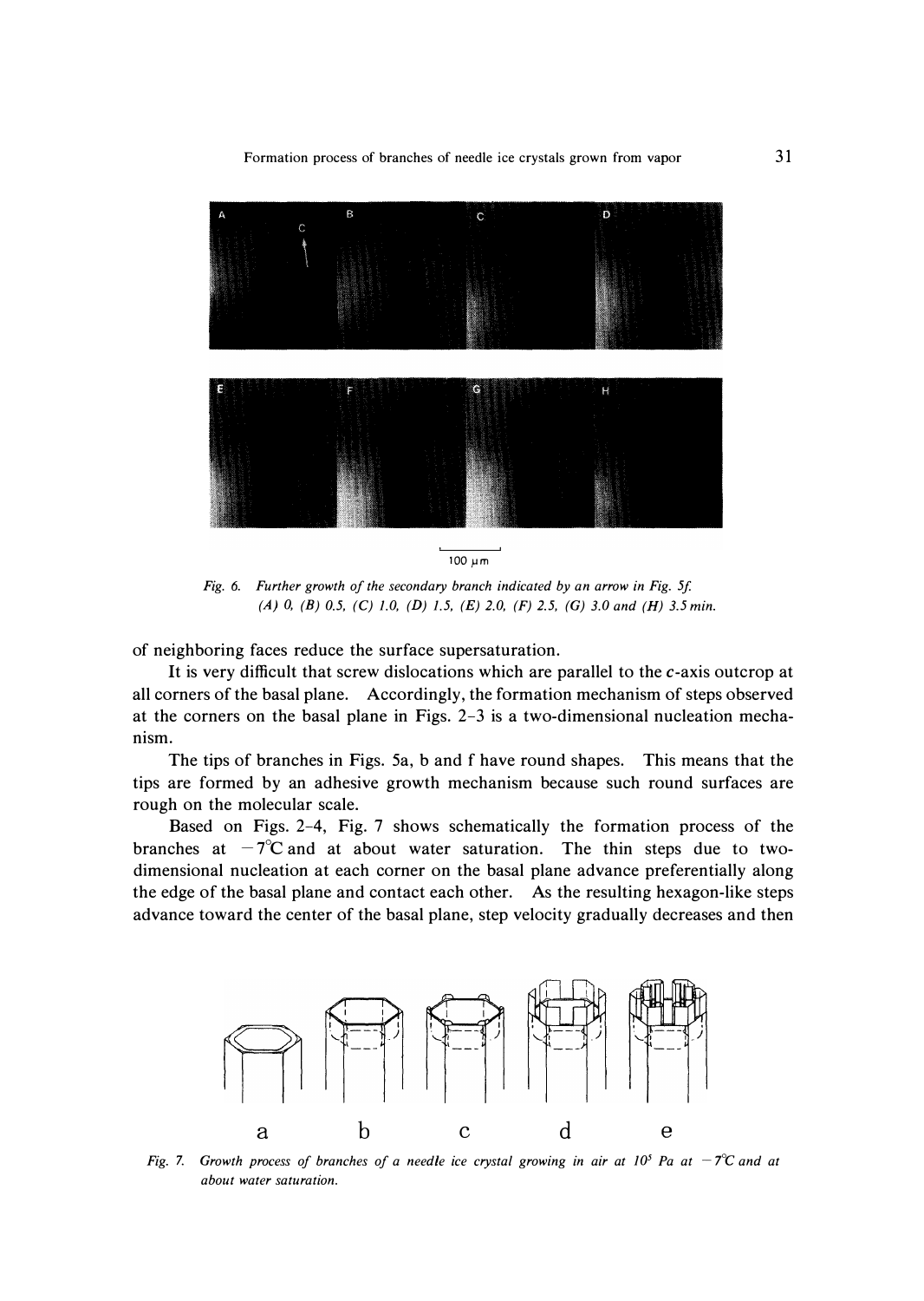Fig. 6. Further growth of the secondary branch indicated by an arrow in Fig. 5f. (A) 0, (B) 0.5, (C) 1.0, (D) 1.5, (E) 2.0, (F) 2.5, (G) 3.0 and (H) 3.5 min.

of neighboring faces reduce the surface supersaturation.

It is very difficult that screw dislocations which are parallel to the c-axis outcrop at all corners of the basal plane. Accordingly, the formation mechanism of steps observed at the corners on the basal plane in Figs. 2–3 is a two-dimensional nucleation mechanism.

The tips of branches in Figs. 5a, b and f have round shapes. This means that the tips are formed by an adhesive growth mechanism because such round surfaces are rough on the molecular scale.

Based on Figs. 2–4, Fig. 7 shows schematically the formation process of the branches at −7°C and at about water saturation. The thin steps due to two-dimensional nucleation at each corner on the basal plane advance preferentially along the edge of the basal plane and contact each other. As the resulting hexagon-like steps advance toward the center of the basal plane, step velocity gradually decreases and then

Fig. 7. Growth process of branches of a needle ice crystal growing in air at $10^5$ Pa at −7°C and at about water saturation.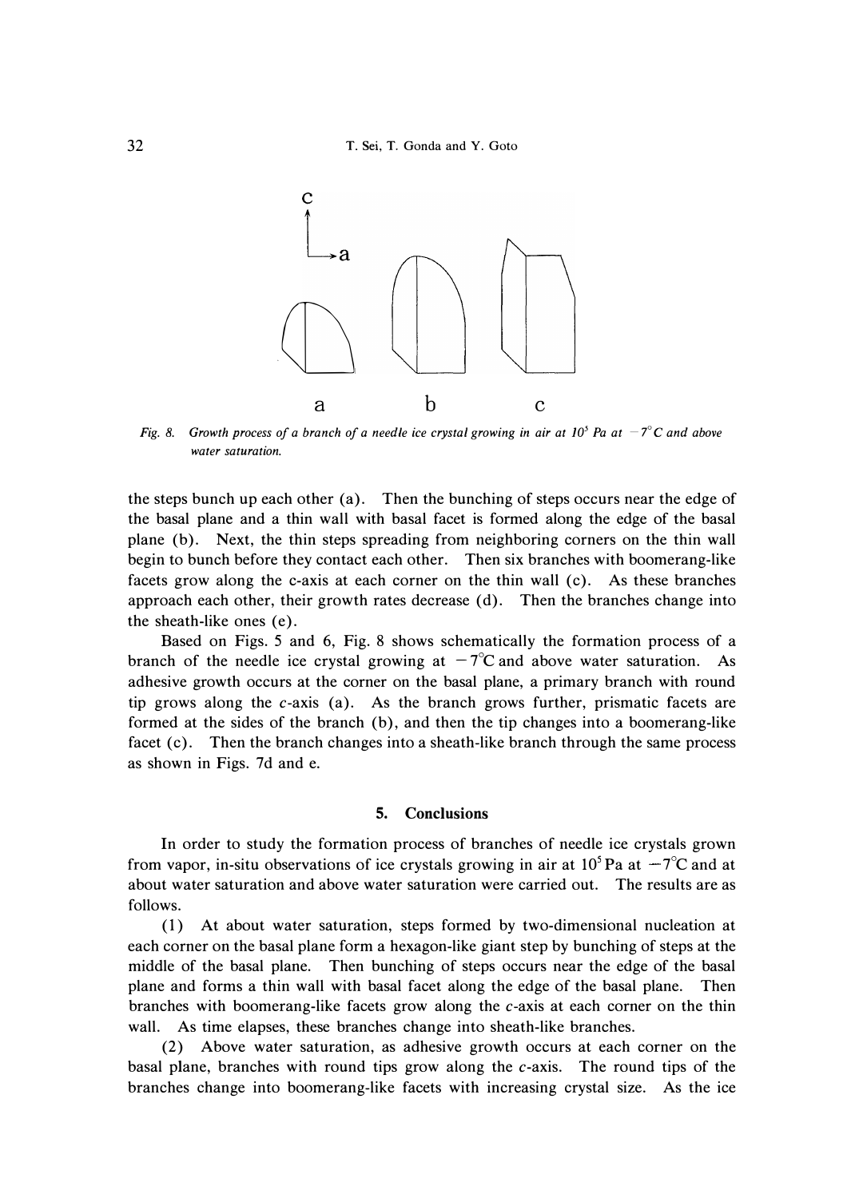Fig. 8. Growth process of a branch of a needle ice crystal growing in air at $10^5$ Pa at $-7°C$ and above water saturation.

the steps bunch up each other (a). Then the bunching of steps occurs near the edge of the basal plane and a thin wall with basal facet is formed along the edge of the basal plane (b). Next, the thin steps spreading from neighboring corners on the thin wall begin to bunch before they contact each other. Then six branches with boomerang-like facets grow along the c-axis at each corner on the thin wall (c). As these branches approach each other, their growth rates decrease (d). Then the branches change into the sheath-like ones (e).

Based on Figs. 5 and 6, Fig. 8 shows schematically the formation process of a branch of the needle ice crystal growing at $-7°C$ and above water saturation. As adhesive growth occurs at the corner on the basal plane, a primary branch with round tip grows along the *c*-axis (a). As the branch grows further, prismatic facets are formed at the sides of the branch (b), and then the tip changes into a boomerang-like facet (c). Then the branch changes into a sheath-like branch through the same process as shown in Figs. 7d and e.

## 5. Conclusions

In order to study the formation process of branches of needle ice crystals grown from vapor, in-situ observations of ice crystals growing in air at $10^5$ Pa at $-7°C$ and at about water saturation and above water saturation were carried out. The results are as follows.

(1) At about water saturation, steps formed by two-dimensional nucleation at each corner on the basal plane form a hexagon-like giant step by bunching of steps at the middle of the basal plane. Then bunching of steps occurs near the edge of the basal plane and forms a thin wall with basal facet along the edge of the basal plane. Then branches with boomerang-like facets grow along the *c*-axis at each corner on the thin wall. As time elapses, these branches change into sheath-like branches.

(2) Above water saturation, as adhesive growth occurs at each corner on the basal plane, branches with round tips grow along the *c*-axis. The round tips of the branches change into boomerang-like facets with increasing crystal size. As the ice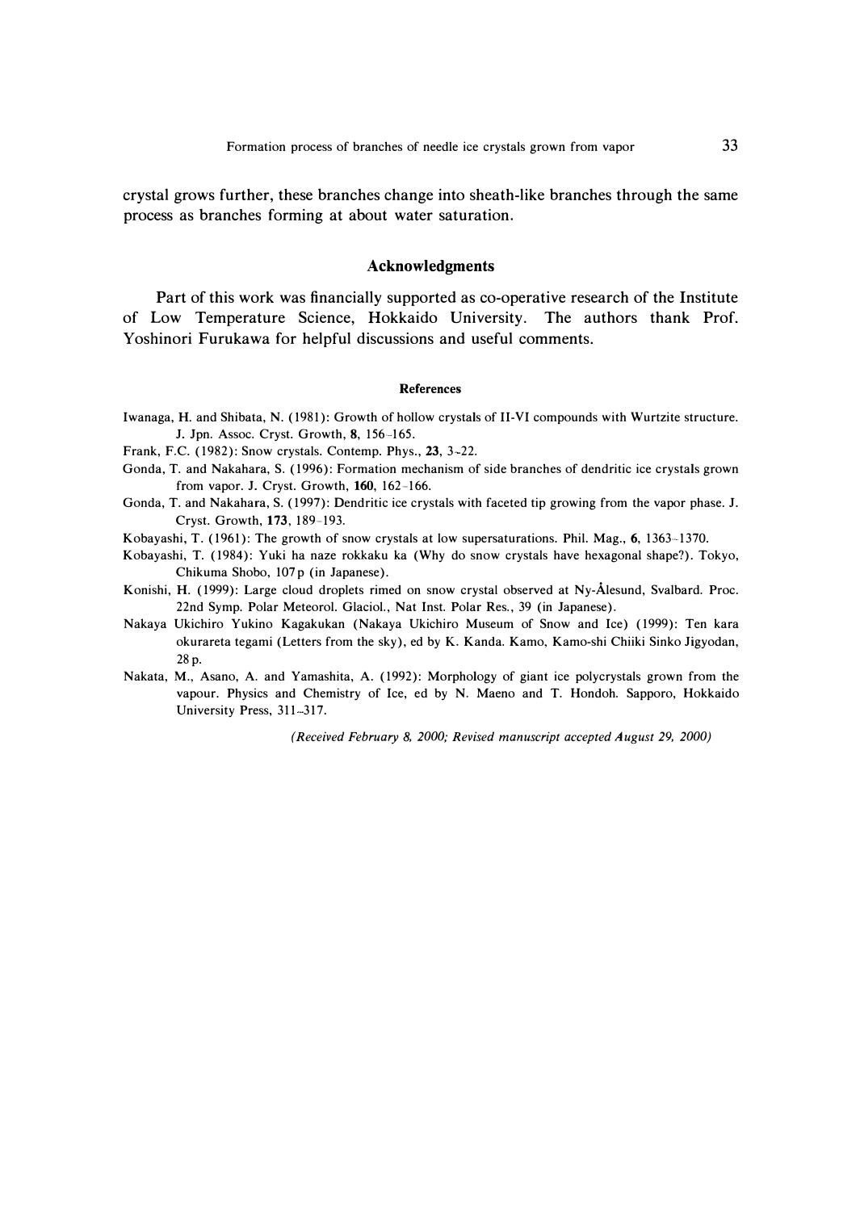crystal grows further, these branches change into sheath-like branches through the same process as branches forming at about water saturation.

## Acknowledgments

Part of this work was financially supported as co-operative research of the Institute of Low Temperature Science, Hokkaido University. The authors thank Prof. Yoshinori Furukawa for helpful discussions and useful comments.

### References

Iwanaga, H. and Shibata, N. (1981): Growth of hollow crystals of II-VI compounds with Wurtzite structure. J. Jpn. Assoc. Cryst. Growth, **8**, 156–165.

Frank, F.C. (1982): Snow crystals. Contemp. Phys., **23**, 3–22.

Gonda, T. and Nakahara, S. (1996): Formation mechanism of side branches of dendritic ice crystals grown from vapor. J. Cryst. Growth, **160**, 162–166.

Gonda, T. and Nakahara, S. (1997): Dendritic ice crystals with faceted tip growing from the vapor phase. J. Cryst. Growth, **173**, 189–193.

Kobayashi, T. (1961): The growth of snow crystals at low supersaturations. Phil. Mag., **6**, 1363–1370.

Kobayashi, T. (1984): Yuki ha naze rokkaku ka (Why do snow crystals have hexagonal shape?). Tokyo, Chikuma Shobo, 107 p (in Japanese).

Konishi, H. (1999): Large cloud droplets rimed on snow crystal observed at Ny-Ålesund, Svalbard. Proc. 22nd Symp. Polar Meteorol. Glaciol., Nat Inst. Polar Res., 39 (in Japanese).

Nakaya Ukichiro Yukino Kagakukan (Nakaya Ukichiro Museum of Snow and Ice) (1999): Ten kara okurareta tegami (Letters from the sky), ed by K. Kanda. Kamo, Kamo-shi Chiiki Sinko Jigyodan, 28 p.

Nakata, M., Asano, A. and Yamashita, A. (1992): Morphology of giant ice polycrystals grown from the vapour. Physics and Chemistry of Ice, ed by N. Maeno and T. Hondoh. Sapporo, Hokkaido University Press, 311–317.

*(Received February 8, 2000; Revised manuscript accepted August 29, 2000)*